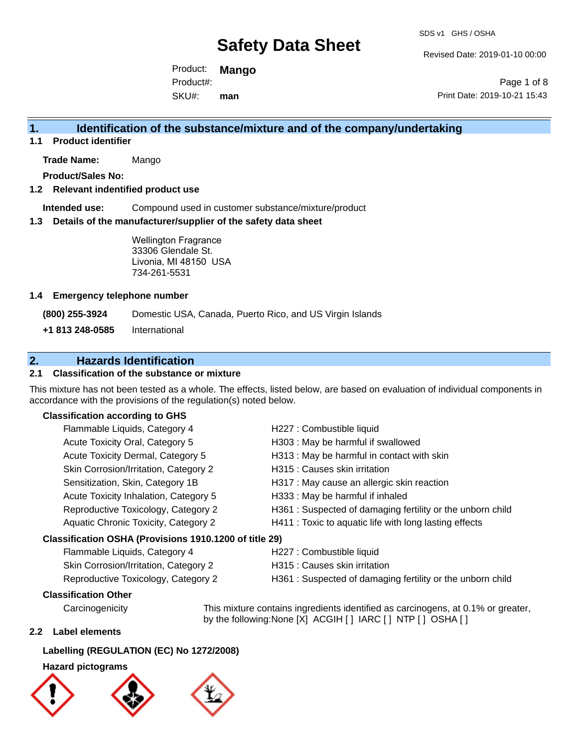# Safety Data Sheet

SDS v1 GHS / OSHA

Revised Date: 2019-01-10 00:00

Product: **Mango**
Product#:
SKU#: **man**

Print Date: 2019-10-21 15:43

## 1. Identification of the substance/mixture and of the company/undertaking

### 1.1 Product identifier

**Trade Name:** Mango

**Product/Sales No:**

### 1.2 Relevant indentified product use

**Intended use:** Compound used in customer substance/mixture/product

### 1.3 Details of the manufacturer/supplier of the safety data sheet

Wellington Fragrance
33306 Glendale St.
Livonia, MI 48150 USA
734-261-5531

### 1.4 Emergency telephone number

**(800) 255-3924** Domestic USA, Canada, Puerto Rico, and US Virgin Islands

**+1 813 248-0585** International

## 2. Hazards Identification

### 2.1 Classification of the substance or mixture

This mixture has not been tested as a whole. The effects, listed below, are based on evaluation of individual components in accordance with the provisions of the regulation(s) noted below.

**Classification according to GHS**

| | |
|---|---|
| Flammable Liquids, Category 4 | H227 : Combustible liquid |
| Acute Toxicity Oral, Category 5 | H303 : May be harmful if swallowed |
| Acute Toxicity Dermal, Category 5 | H313 : May be harmful in contact with skin |
| Skin Corrosion/Irritation, Category 2 | H315 : Causes skin irritation |
| Sensitization, Skin, Category 1B | H317 : May cause an allergic skin reaction |
| Acute Toxicity Inhalation, Category 5 | H333 : May be harmful if inhaled |
| Reproductive Toxicology, Category 2 | H361 : Suspected of damaging fertility or the unborn child |
| Aquatic Chronic Toxicity, Category 2 | H411 : Toxic to aquatic life with long lasting effects |

**Classification OSHA (Provisions 1910.1200 of title 29)**

| | |
|---|---|
| Flammable Liquids, Category 4 | H227 : Combustible liquid |
| Skin Corrosion/Irritation, Category 2 | H315 : Causes skin irritation |
| Reproductive Toxicology, Category 2 | H361 : Suspected of damaging fertility or the unborn child |

**Classification Other**

Carcinogenicity — This mixture contains ingredients identified as carcinogens, at 0.1% or greater, by the following:None [X] ACGIH [ ] IARC [ ] NTP [ ] OSHA [ ]

### 2.2 Label elements

**Labelling (REGULATION (EC) No 1272/2008)**

**Hazard pictograms**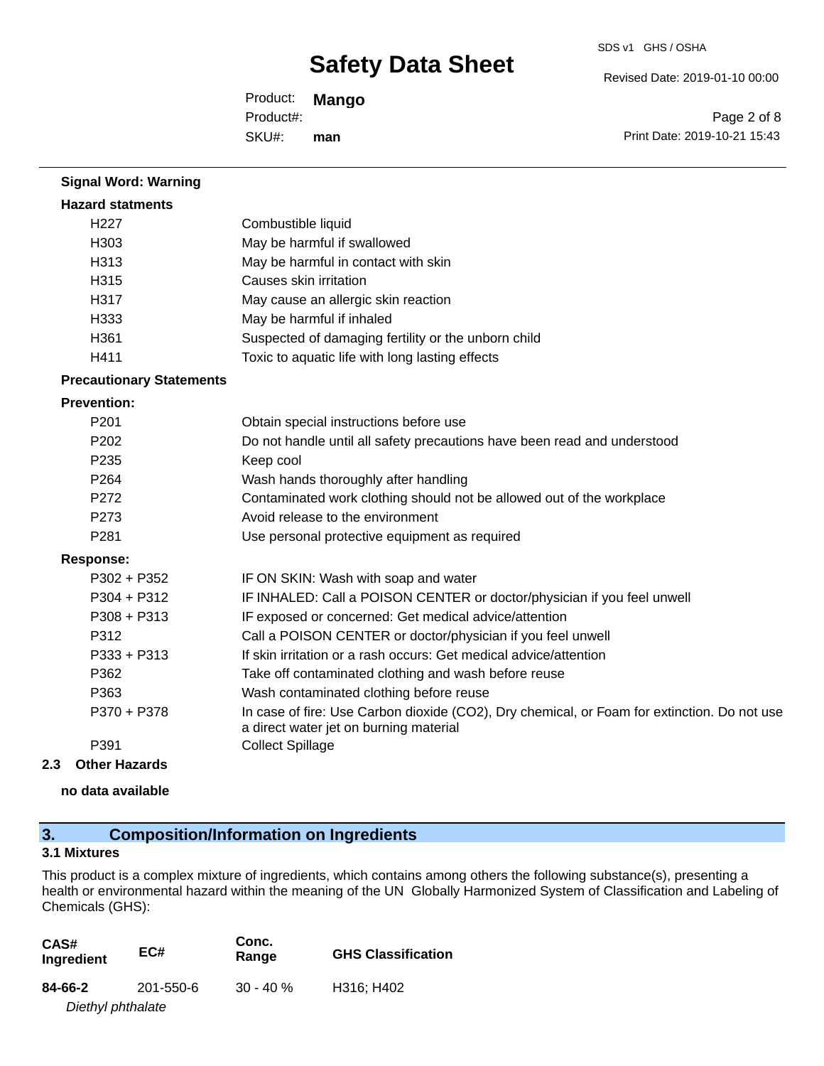**Signal Word: Warning**

**Hazard statments**

| | |
|---|---|
| H227 | Combustible liquid |
| H303 | May be harmful if swallowed |
| H313 | May be harmful in contact with skin |
| H315 | Causes skin irritation |
| H317 | May cause an allergic skin reaction |
| H333 | May be harmful if inhaled |
| H361 | Suspected of damaging fertility or the unborn child |
| H411 | Toxic to aquatic life with long lasting effects |

**Precautionary Statements**

**Prevention:**

| | |
|---|---|
| P201 | Obtain special instructions before use |
| P202 | Do not handle until all safety precautions have been read and understood |
| P235 | Keep cool |
| P264 | Wash hands thoroughly after handling |
| P272 | Contaminated work clothing should not be allowed out of the workplace |
| P273 | Avoid release to the environment |
| P281 | Use personal protective equipment as required |

**Response:**

| | |
|---|---|
| P302 + P352 | IF ON SKIN: Wash with soap and water |
| P304 + P312 | IF INHALED: Call a POISON CENTER or doctor/physician if you feel unwell |
| P308 + P313 | IF exposed or concerned: Get medical advice/attention |
| P312 | Call a POISON CENTER or doctor/physician if you feel unwell |
| P333 + P313 | If skin irritation or a rash occurs: Get medical advice/attention |
| P362 | Take off contaminated clothing and wash before reuse |
| P363 | Wash contaminated clothing before reuse |
| P370 + P378 | In case of fire: Use Carbon dioxide (CO2), Dry chemical, or Foam for extinction. Do not use a direct water jet on burning material |
| P391 | Collect Spillage |

**2.3 Other Hazards**

**no data available**

## 3. Composition/Information on Ingredients

### 3.1 Mixtures

This product is a complex mixture of ingredients, which contains among others the following substance(s), presenting a health or environmental hazard within the meaning of the UN Globally Harmonized System of Classification and Labeling of Chemicals (GHS):

| CAS# Ingredient | EC# | Conc. Range | GHS Classification |
|---|---|---|---|
| **84-66-2** *Diethyl phthalate* | 201-550-6 | 30 - 40 % | H316; H402 |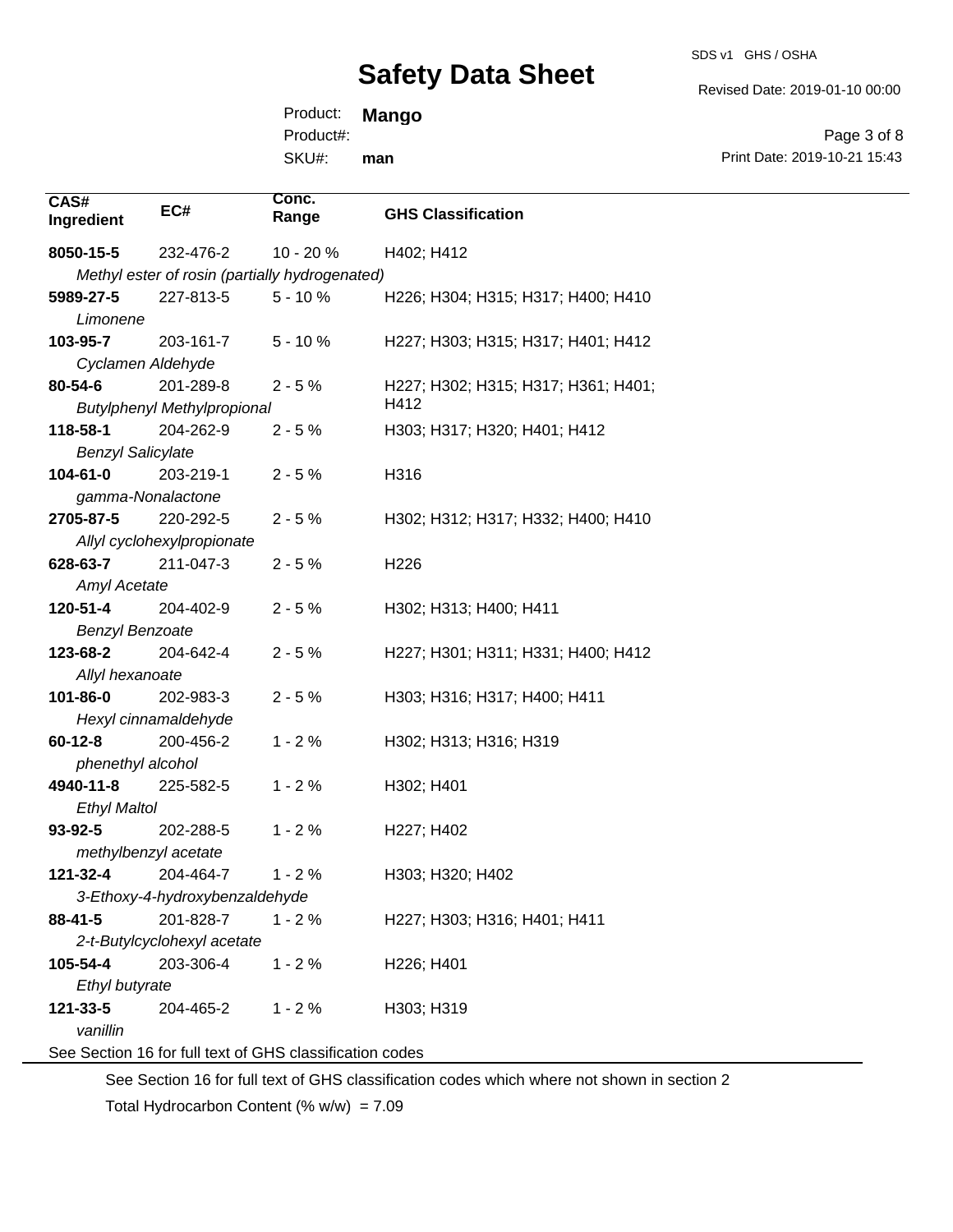| CAS# Ingredient | EC# | Conc. Range | GHS Classification |
|---|---|---|---|
| **8050-15-5** *Methyl ester of rosin (partially hydrogenated)* | 232-476-2 | 10 - 20 % | H402; H412 |
| **5989-27-5** *Limonene* | 227-813-5 | 5 - 10 % | H226; H304; H315; H317; H400; H410 |
| **103-95-7** *Cyclamen Aldehyde* | 203-161-7 | 5 - 10 % | H227; H303; H315; H317; H401; H412 |
| **80-54-6** *Butylphenyl Methylpropional* | 201-289-8 | 2 - 5 % | H227; H302; H315; H317; H361; H401; H412 |
| **118-58-1** *Benzyl Salicylate* | 204-262-9 | 2 - 5 % | H303; H317; H320; H401; H412 |
| **104-61-0** *gamma-Nonalactone* | 203-219-1 | 2 - 5 % | H316 |
| **2705-87-5** *Allyl cyclohexylpropionate* | 220-292-5 | 2 - 5 % | H302; H312; H317; H332; H400; H410 |
| **628-63-7** *Amyl Acetate* | 211-047-3 | 2 - 5 % | H226 |
| **120-51-4** *Benzyl Benzoate* | 204-402-9 | 2 - 5 % | H302; H313; H400; H411 |
| **123-68-2** *Allyl hexanoate* | 204-642-4 | 2 - 5 % | H227; H301; H311; H331; H400; H412 |
| **101-86-0** *Hexyl cinnamaldehyde* | 202-983-3 | 2 - 5 % | H303; H316; H317; H400; H411 |
| **60-12-8** *phenethyl alcohol* | 200-456-2 | 1 - 2 % | H302; H313; H316; H319 |
| **4940-11-8** *Ethyl Maltol* | 225-582-5 | 1 - 2 % | H302; H401 |
| **93-92-5** *methylbenzyl acetate* | 202-288-5 | 1 - 2 % | H227; H402 |
| **121-32-4** *3-Ethoxy-4-hydroxybenzaldehyde* | 204-464-7 | 1 - 2 % | H303; H320; H402 |
| **88-41-5** *2-t-Butylcyclohexyl acetate* | 201-828-7 | 1 - 2 % | H227; H303; H316; H401; H411 |
| **105-54-4** *Ethyl butyrate* | 203-306-4 | 1 - 2 % | H226; H401 |
| **121-33-5** *vanillin* | 204-465-2 | 1 - 2 % | H303; H319 |

See Section 16 for full text of GHS classification codes

See Section 16 for full text of GHS classification codes which where not shown in section 2

Total Hydrocarbon Content (% w/w) = 7.09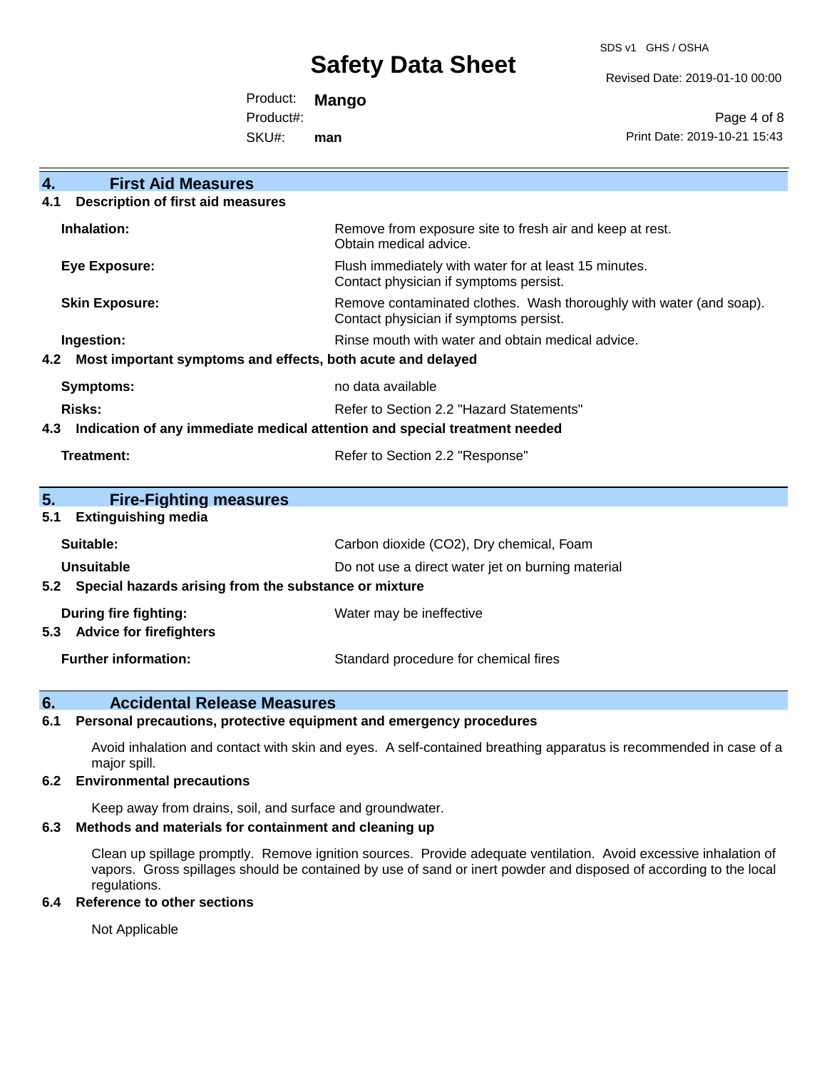## 4. First Aid Measures

### 4.1 Description of first aid measures

| | |
|---|---|
| **Inhalation:** | Remove from exposure site to fresh air and keep at rest. Obtain medical advice. |
| **Eye Exposure:** | Flush immediately with water for at least 15 minutes. Contact physician if symptoms persist. |
| **Skin Exposure:** | Remove contaminated clothes. Wash thoroughly with water (and soap). Contact physician if symptoms persist. |
| **Ingestion:** | Rinse mouth with water and obtain medical advice. |

### 4.2 Most important symptoms and effects, both acute and delayed

| | |
|---|---|
| **Symptoms:** | no data available |
| **Risks:** | Refer to Section 2.2 "Hazard Statements" |

### 4.3 Indication of any immediate medical attention and special treatment needed

| | |
|---|---|
| **Treatment:** | Refer to Section 2.2 "Response" |

## 5. Fire-Fighting measures

### 5.1 Extinguishing media

| | |
|---|---|
| **Suitable:** | Carbon dioxide ($CO_2$), Dry chemical, Foam |
| **Unsuitable** | Do not use a direct water jet on burning material |

### 5.2 Special hazards arising from the substance or mixture

| | |
|---|---|
| **During fire fighting:** | Water may be ineffective |

### 5.3 Advice for firefighters

| | |
|---|---|
| **Further information:** | Standard procedure for chemical fires |

## 6. Accidental Release Measures

### 6.1 Personal precautions, protective equipment and emergency procedures

Avoid inhalation and contact with skin and eyes. A self-contained breathing apparatus is recommended in case of a major spill.

### 6.2 Environmental precautions

Keep away from drains, soil, and surface and groundwater.

### 6.3 Methods and materials for containment and cleaning up

Clean up spillage promptly. Remove ignition sources. Provide adequate ventilation. Avoid excessive inhalation of vapors. Gross spillages should be contained by use of sand or inert powder and disposed of according to the local regulations.

### 6.4 Reference to other sections

Not Applicable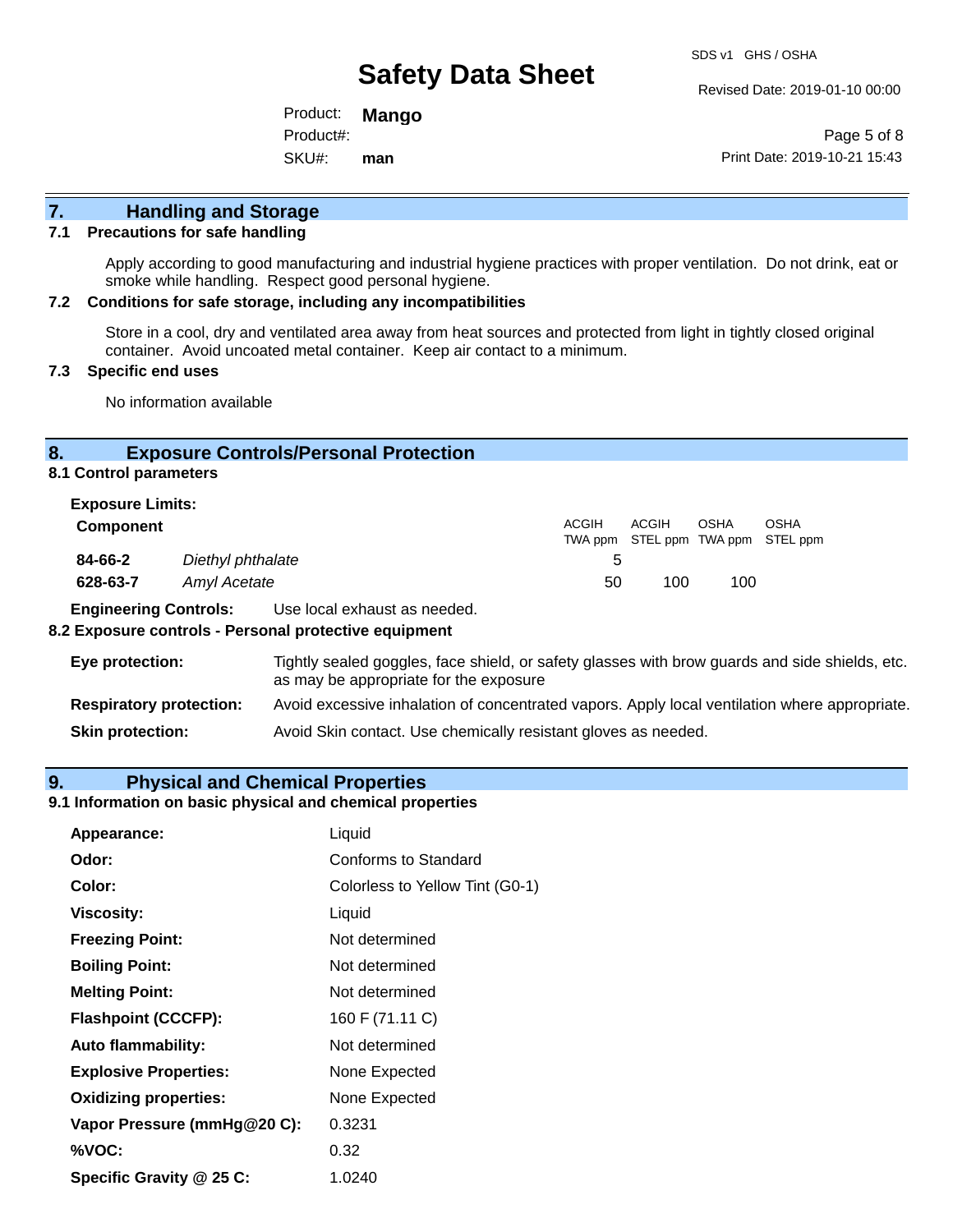## 7. Handling and Storage

### 7.1 Precautions for safe handling

Apply according to good manufacturing and industrial hygiene practices with proper ventilation. Do not drink, eat or smoke while handling. Respect good personal hygiene.

### 7.2 Conditions for safe storage, including any incompatibilities

Store in a cool, dry and ventilated area away from heat sources and protected from light in tightly closed original container. Avoid uncoated metal container. Keep air contact to a minimum.

### 7.3 Specific end uses

No information available

## 8. Exposure Controls/Personal Protection

### 8.1 Control parameters

**Exposure Limits:**

| Component | | ACGIH TWA ppm | ACGIH STEL ppm | OSHA TWA ppm | OSHA STEL ppm |
|---|---|---|---|---|---|
| **84-66-2** | *Diethyl phthalate* | 5 | | | |
| **628-63-7** | *Amyl Acetate* | 50 | 100 | 100 | |

**Engineering Controls:** Use local exhaust as needed.

### 8.2 Exposure controls - Personal protective equipment

**Eye protection:** Tightly sealed goggles, face shield, or safety glasses with brow guards and side shields, etc. as may be appropriate for the exposure

**Respiratory protection:** Avoid excessive inhalation of concentrated vapors. Apply local ventilation where appropriate.

**Skin protection:** Avoid Skin contact. Use chemically resistant gloves as needed.

## 9. Physical and Chemical Properties

### 9.1 Information on basic physical and chemical properties

| | |
|---|---|
| **Appearance:** | Liquid |
| **Odor:** | Conforms to Standard |
| **Color:** | Colorless to Yellow Tint (G0-1) |
| **Viscosity:** | Liquid |
| **Freezing Point:** | Not determined |
| **Boiling Point:** | Not determined |
| **Melting Point:** | Not determined |
| **Flashpoint (CCCFP):** | 160 F (71.11 C) |
| **Auto flammability:** | Not determined |
| **Explosive Properties:** | None Expected |
| **Oxidizing properties:** | None Expected |
| **Vapor Pressure (mmHg@20 C):** | 0.3231 |
| **%VOC:** | 0.32 |
| **Specific Gravity @ 25 C:** | 1.0240 |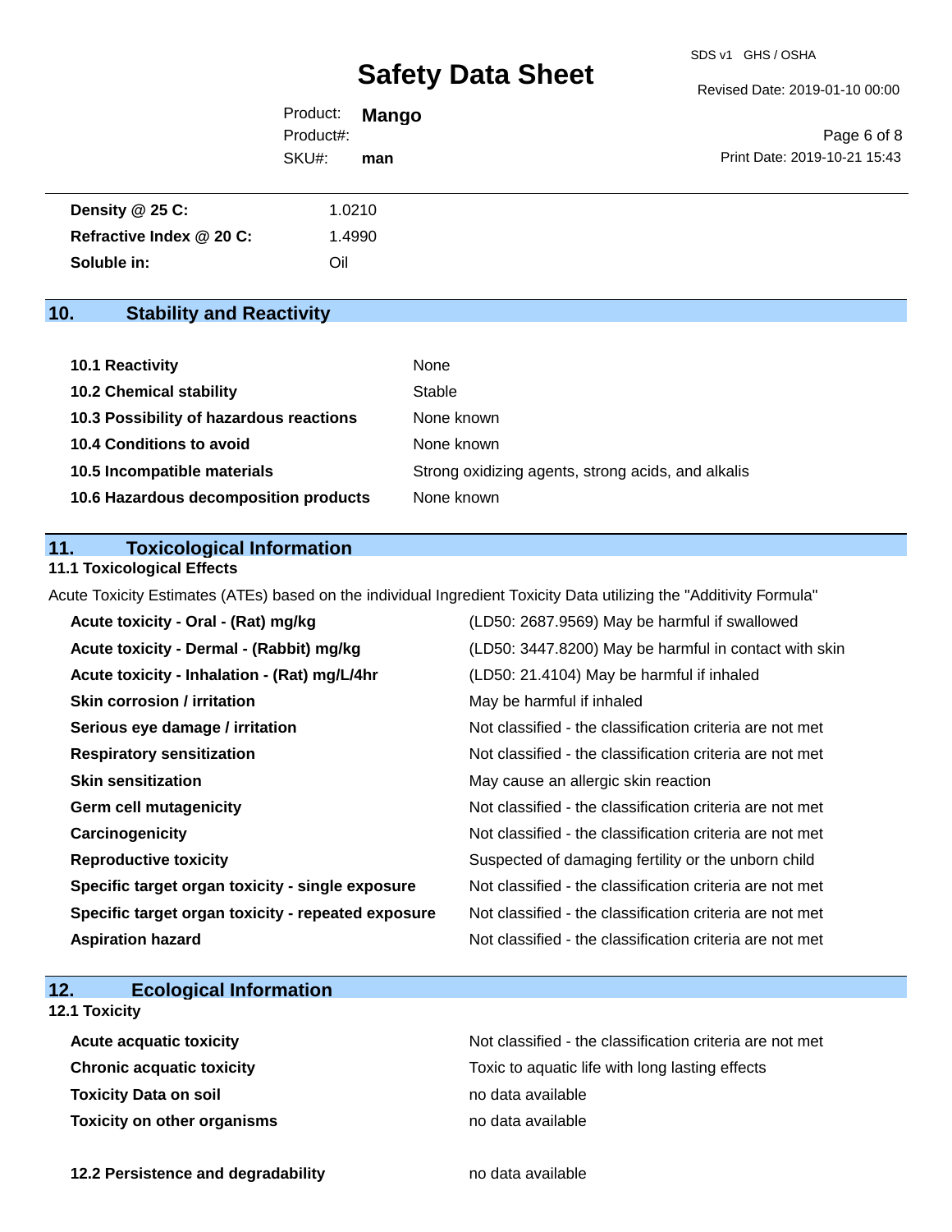| | |
|---|---|
| **Density @ 25 C:** | 1.0210 |
| **Refractive Index @ 20 C:** | 1.4990 |
| **Soluble in:** | Oil |

## 10. Stability and Reactivity

| | |
|---|---|
| **10.1 Reactivity** | None |
| **10.2 Chemical stability** | Stable |
| **10.3 Possibility of hazardous reactions** | None known |
| **10.4 Conditions to avoid** | None known |
| **10.5 Incompatible materials** | Strong oxidizing agents, strong acids, and alkalis |
| **10.6 Hazardous decomposition products** | None known |

## 11. Toxicological Information

### 11.1 Toxicological Effects

Acute Toxicity Estimates (ATEs) based on the individual Ingredient Toxicity Data utilizing the "Additivity Formula"

| | |
|---|---|
| **Acute toxicity - Oral - (Rat) mg/kg** | (LD50: 2687.9569) May be harmful if swallowed |
| **Acute toxicity - Dermal - (Rabbit) mg/kg** | (LD50: 3447.8200) May be harmful in contact with skin |
| **Acute toxicity - Inhalation - (Rat) mg/L/4hr** | (LD50: 21.4104) May be harmful if inhaled |
| **Skin corrosion / irritation** | May be harmful if inhaled |
| **Serious eye damage / irritation** | Not classified - the classification criteria are not met |
| **Respiratory sensitization** | Not classified - the classification criteria are not met |
| **Skin sensitization** | May cause an allergic skin reaction |
| **Germ cell mutagenicity** | Not classified - the classification criteria are not met |
| **Carcinogenicity** | Not classified - the classification criteria are not met |
| **Reproductive toxicity** | Suspected of damaging fertility or the unborn child |
| **Specific target organ toxicity - single exposure** | Not classified - the classification criteria are not met |
| **Specific target organ toxicity - repeated exposure** | Not classified - the classification criteria are not met |
| **Aspiration hazard** | Not classified - the classification criteria are not met |

## 12. Ecological Information

### 12.1 Toxicity

| | |
|---|---|
| **Acute acquatic toxicity** | Not classified - the classification criteria are not met |
| **Chronic acquatic toxicity** | Toxic to aquatic life with long lasting effects |
| **Toxicity Data on soil** | no data available |
| **Toxicity on other organisms** | no data available |

| | |
|---|---|
| **12.2 Persistence and degradability** | no data available |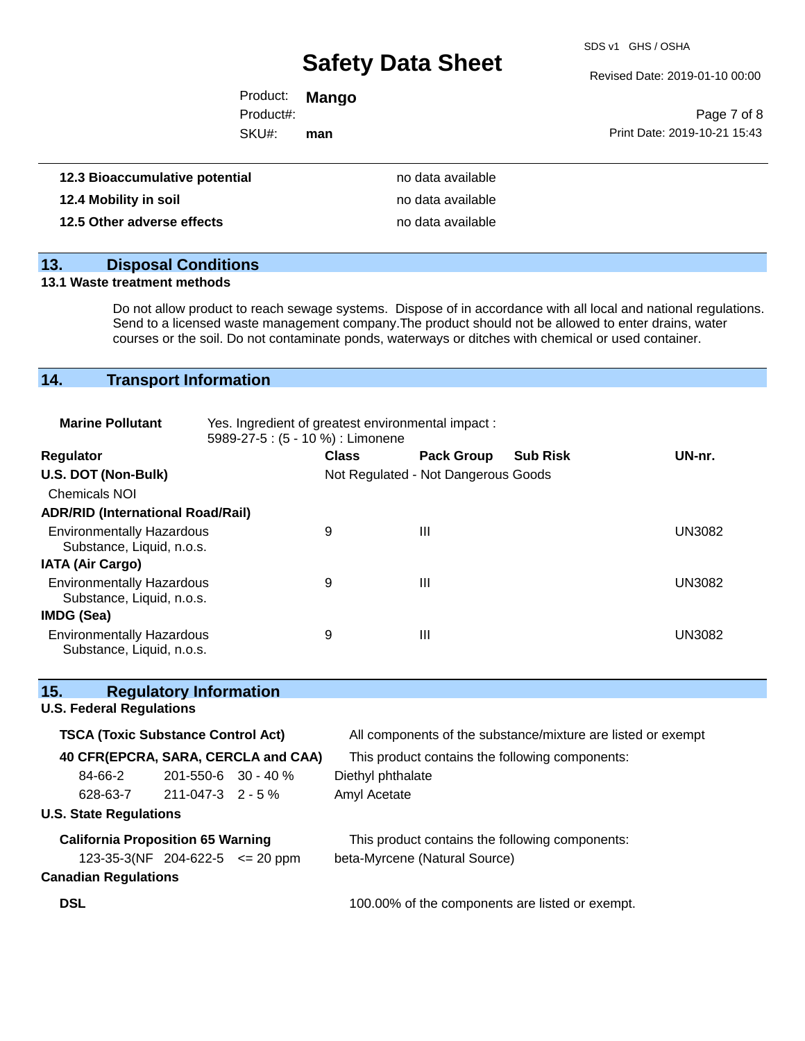| | |
|---|---|
| **12.3 Bioaccumulative potential** | no data available |
| **12.4 Mobility in soil** | no data available |
| **12.5 Other adverse effects** | no data available |

## 13. Disposal Conditions

### 13.1 Waste treatment methods

Do not allow product to reach sewage systems. Dispose of in accordance with all local and national regulations. Send to a licensed waste management company.The product should not be allowed to enter drains, water courses or the soil. Do not contaminate ponds, waterways or ditches with chemical or used container.

## 14. Transport Information

**Marine Pollutant** Yes. Ingredient of greatest environmental impact :
5989-27-5 : (5 - 10 %) : Limonene

| Regulator | Class | Pack Group | Sub Risk | UN-nr. |
|---|---|---|---|---|
| **U.S. DOT (Non-Bulk)** | Not Regulated - Not Dangerous Goods | | | |
| Chemicals NOI | | | | |
| **ADR/RID (International Road/Rail)** | | | | |
| Environmentally Hazardous Substance, Liquid, n.o.s. | 9 | III | | UN3082 |
| **IATA (Air Cargo)** | | | | |
| Environmentally Hazardous Substance, Liquid, n.o.s. | 9 | III | | UN3082 |
| **IMDG (Sea)** | | | | |
| Environmentally Hazardous Substance, Liquid, n.o.s. | 9 | III | | UN3082 |

## 15. Regulatory Information

**U.S. Federal Regulations**

**TSCA (Toxic Substance Control Act)** All components of the substance/mixture are listed or exempt

**40 CFR(EPCRA, SARA, CERCLA and CAA)** This product contains the following components:

| | | | |
|---|---|---|---|
| 84-66-2 | 201-550-6 | 30 - 40 % | Diethyl phthalate |
| 628-63-7 | 211-047-3 | 2 - 5 % | Amyl Acetate |

**U.S. State Regulations**

**California Proposition 65 Warning** This product contains the following components:

| | | | |
|---|---|---|---|
| 123-35-3(NF | 204-622-5 | <= 20 ppm | beta-Myrcene (Natural Source) |

**Canadian Regulations**

**DSL** 100.00% of the components are listed or exempt.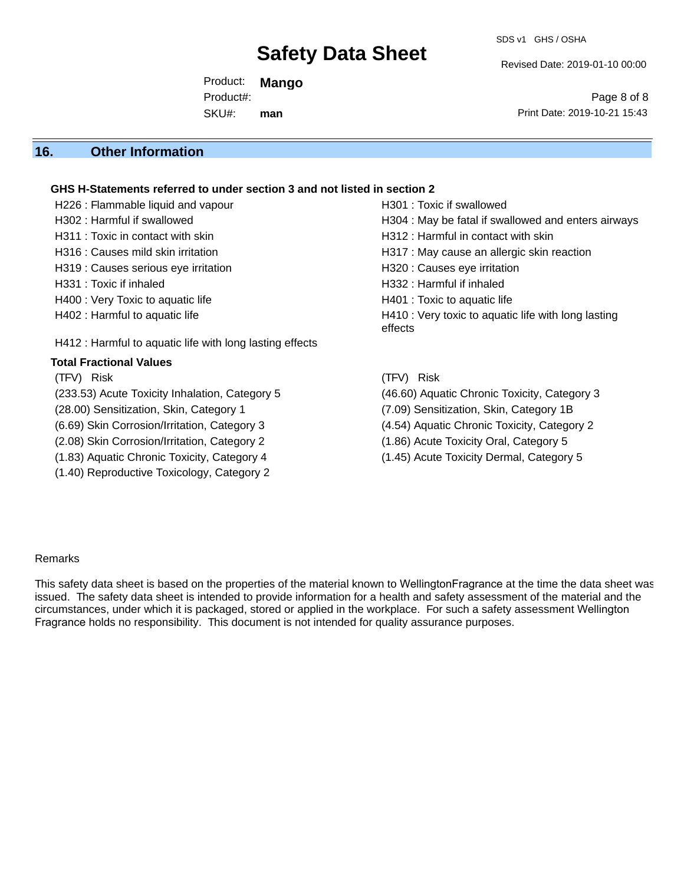## 16. Other Information

**GHS H-Statements referred to under section 3 and not listed in section 2**

H226 : Flammable liquid and vapour
H301 : Toxic if swallowed
H302 : Harmful if swallowed
H304 : May be fatal if swallowed and enters airways
H311 : Toxic in contact with skin
H312 : Harmful in contact with skin
H316 : Causes mild skin irritation
H317 : May cause an allergic skin reaction
H319 : Causes serious eye irritation
H320 : Causes eye irritation
H331 : Toxic if inhaled
H332 : Harmful if inhaled
H400 : Very Toxic to aquatic life
H401 : Toxic to aquatic life
H402 : Harmful to aquatic life
H410 : Very toxic to aquatic life with long lasting effects
H412 : Harmful to aquatic life with long lasting effects

**Total Fractional Values**

| (TFV) | Risk | (TFV) | Risk |
|---|---|---|---|
| (233.53) | Acute Toxicity Inhalation, Category 5 | (46.60) | Aquatic Chronic Toxicity, Category 3 |
| (28.00) | Sensitization, Skin, Category 1 | (7.09) | Sensitization, Skin, Category 1B |
| (6.69) | Skin Corrosion/Irritation, Category 3 | (4.54) | Aquatic Chronic Toxicity, Category 2 |
| (2.08) | Skin Corrosion/Irritation, Category 2 | (1.86) | Acute Toxicity Oral, Category 5 |
| (1.83) | Aquatic Chronic Toxicity, Category 4 | (1.45) | Acute Toxicity Dermal, Category 5 |
| (1.40) | Reproductive Toxicology, Category 2 | | |

Remarks

This safety data sheet is based on the properties of the material known to WellingtonFragrance at the time the data sheet was issued. The safety data sheet is intended to provide information for a health and safety assessment of the material and the circumstances, under which it is packaged, stored or applied in the workplace. For such a safety assessment Wellington Fragrance holds no responsibility. This document is not intended for quality assurance purposes.